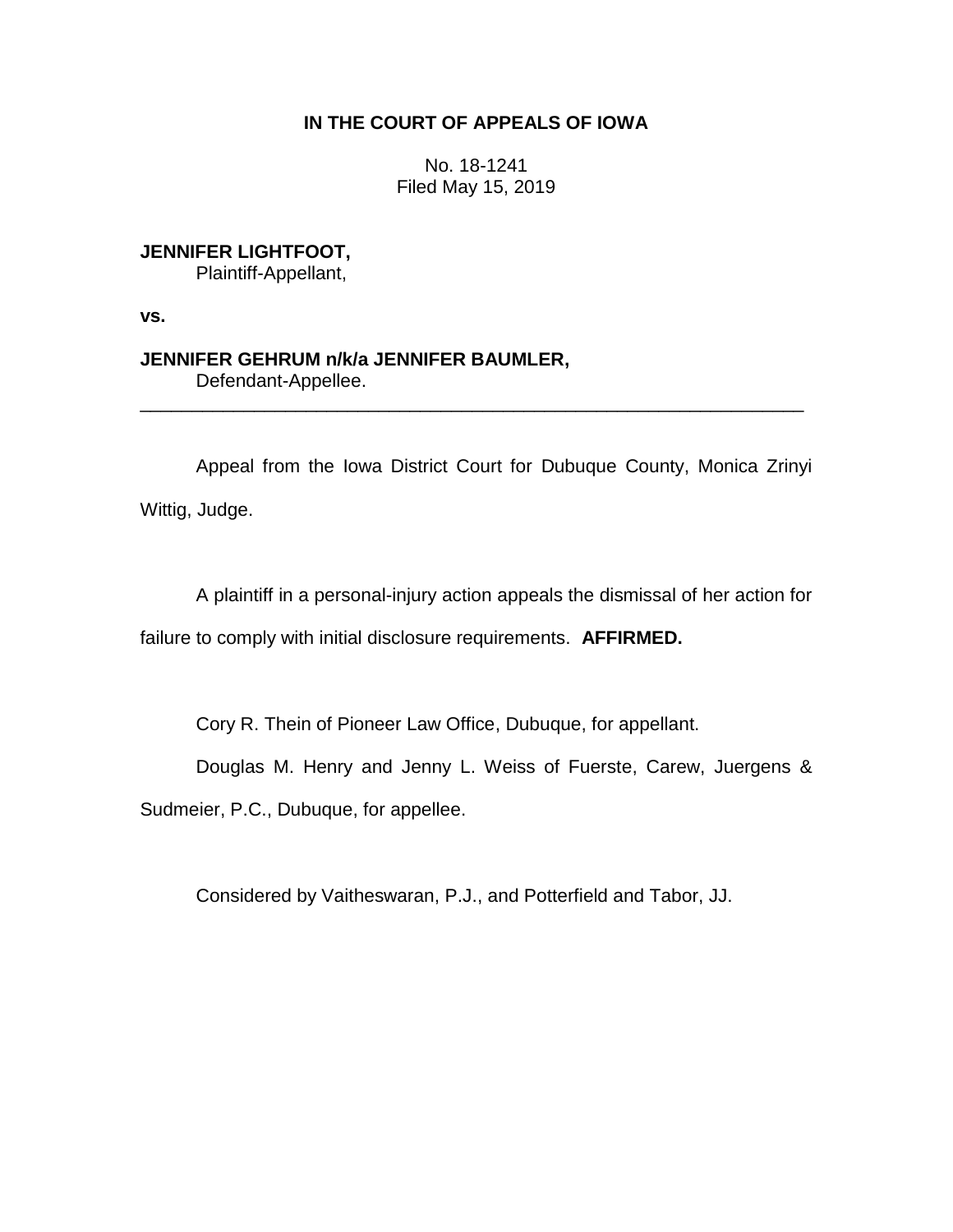**IN THE COURT OF APPEALS OF IOWA**

No. 18-1241
Filed May 15, 2019

**JENNIFER LIGHTFOOT,**
Plaintiff-Appellant,

**vs.**

**JENNIFER GEHRUM n/k/a JENNIFER BAUMLER,**
Defendant-Appellee.

---

Appeal from the Iowa District Court for Dubuque County, Monica Zrinyi Wittig, Judge.

A plaintiff in a personal-injury action appeals the dismissal of her action for failure to comply with initial disclosure requirements. **AFFIRMED.**

Cory R. Thein of Pioneer Law Office, Dubuque, for appellant.

Douglas M. Henry and Jenny L. Weiss of Fuerste, Carew, Juergens & Sudmeier, P.C., Dubuque, for appellee.

Considered by Vaitheswaran, P.J., and Potterfield and Tabor, JJ.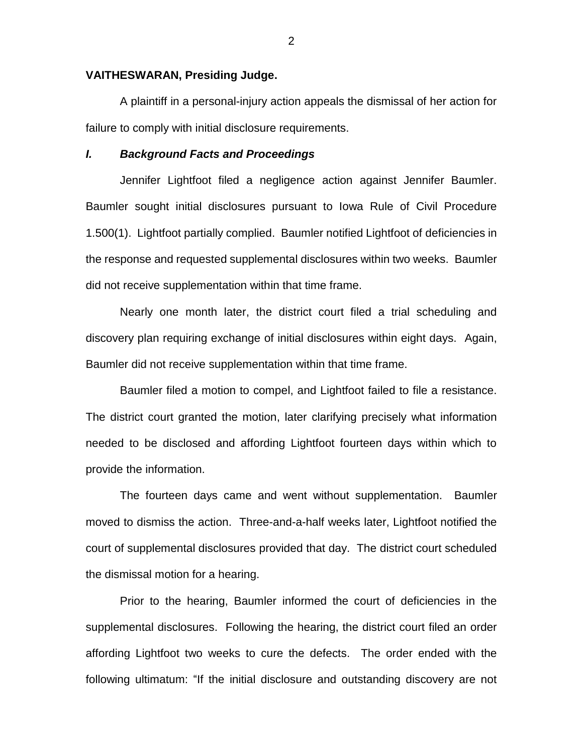**VAITHESWARAN, Presiding Judge.**

A plaintiff in a personal-injury action appeals the dismissal of her action for failure to comply with initial disclosure requirements.

## *I. Background Facts and Proceedings*

Jennifer Lightfoot filed a negligence action against Jennifer Baumler. Baumler sought initial disclosures pursuant to Iowa Rule of Civil Procedure 1.500(1). Lightfoot partially complied. Baumler notified Lightfoot of deficiencies in the response and requested supplemental disclosures within two weeks. Baumler did not receive supplementation within that time frame.

Nearly one month later, the district court filed a trial scheduling and discovery plan requiring exchange of initial disclosures within eight days. Again, Baumler did not receive supplementation within that time frame.

Baumler filed a motion to compel, and Lightfoot failed to file a resistance. The district court granted the motion, later clarifying precisely what information needed to be disclosed and affording Lightfoot fourteen days within which to provide the information.

The fourteen days came and went without supplementation. Baumler moved to dismiss the action. Three-and-a-half weeks later, Lightfoot notified the court of supplemental disclosures provided that day. The district court scheduled the dismissal motion for a hearing.

Prior to the hearing, Baumler informed the court of deficiencies in the supplemental disclosures. Following the hearing, the district court filed an order affording Lightfoot two weeks to cure the defects. The order ended with the following ultimatum: "If the initial disclosure and outstanding discovery are not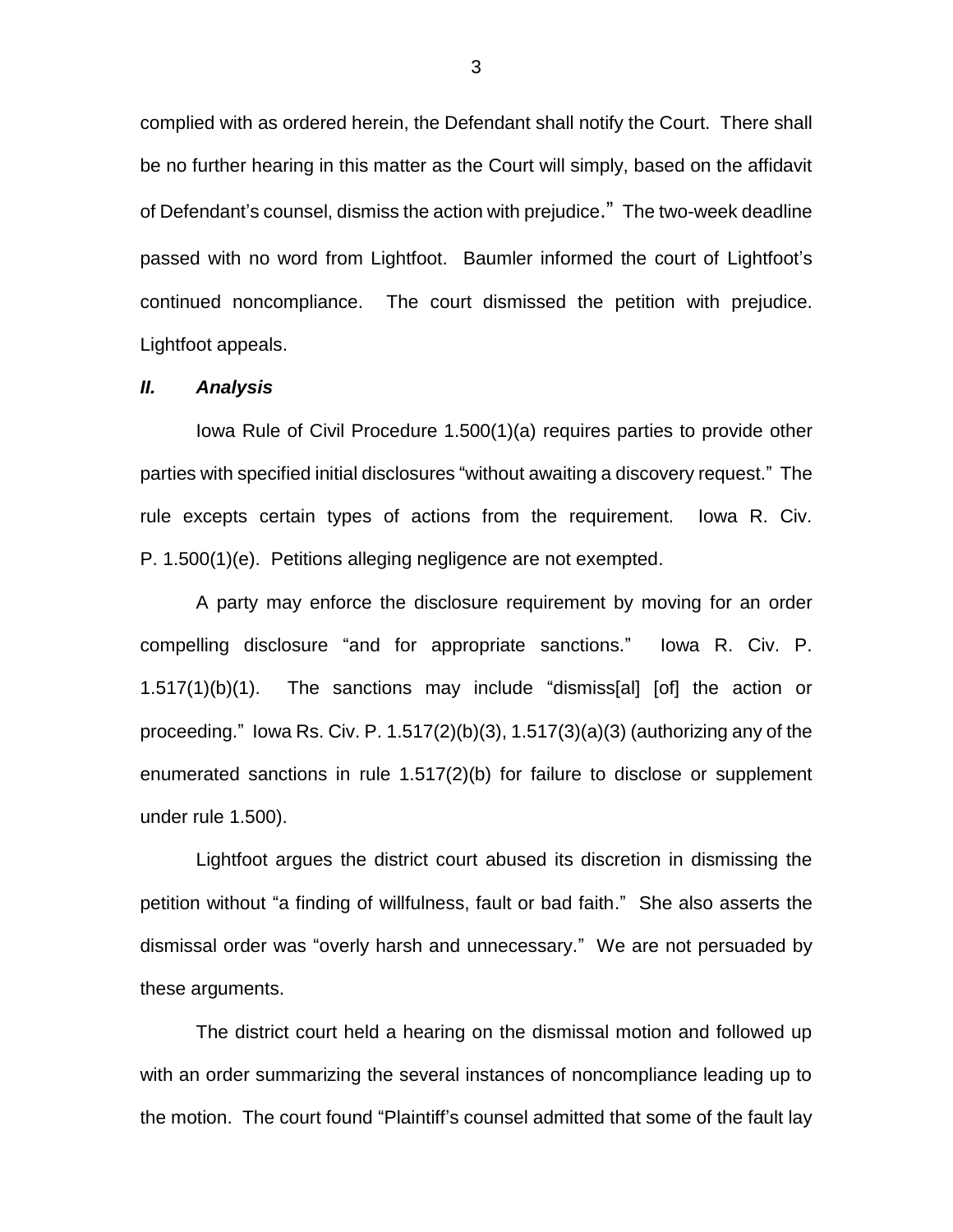complied with as ordered herein, the Defendant shall notify the Court. There shall be no further hearing in this matter as the Court will simply, based on the affidavit of Defendant's counsel, dismiss the action with prejudice." The two-week deadline passed with no word from Lightfoot. Baumler informed the court of Lightfoot's continued noncompliance. The court dismissed the petition with prejudice. Lightfoot appeals.

### *II. Analysis*

Iowa Rule of Civil Procedure 1.500(1)(a) requires parties to provide other parties with specified initial disclosures "without awaiting a discovery request." The rule excepts certain types of actions from the requirement. Iowa R. Civ. P. 1.500(1)(e). Petitions alleging negligence are not exempted.

A party may enforce the disclosure requirement by moving for an order compelling disclosure "and for appropriate sanctions." Iowa R. Civ. P. 1.517(1)(b)(1). The sanctions may include "dismiss[al] [of] the action or proceeding." Iowa Rs. Civ. P. 1.517(2)(b)(3), 1.517(3)(a)(3) (authorizing any of the enumerated sanctions in rule 1.517(2)(b) for failure to disclose or supplement under rule 1.500).

Lightfoot argues the district court abused its discretion in dismissing the petition without "a finding of willfulness, fault or bad faith." She also asserts the dismissal order was "overly harsh and unnecessary." We are not persuaded by these arguments.

The district court held a hearing on the dismissal motion and followed up with an order summarizing the several instances of noncompliance leading up to the motion. The court found "Plaintiff's counsel admitted that some of the fault lay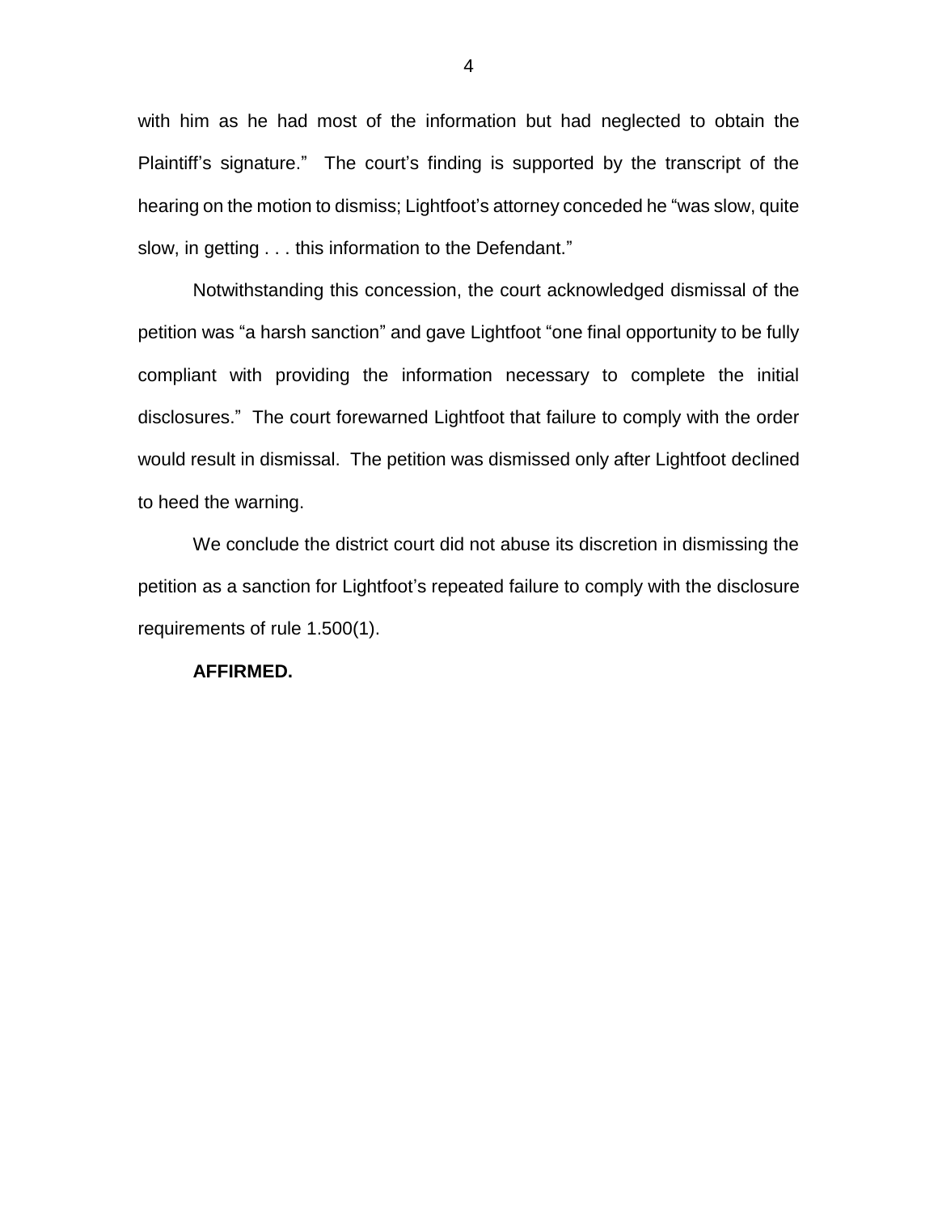with him as he had most of the information but had neglected to obtain the Plaintiff's signature." The court's finding is supported by the transcript of the hearing on the motion to dismiss; Lightfoot's attorney conceded he "was slow, quite slow, in getting . . . this information to the Defendant."

Notwithstanding this concession, the court acknowledged dismissal of the petition was "a harsh sanction" and gave Lightfoot "one final opportunity to be fully compliant with providing the information necessary to complete the initial disclosures." The court forewarned Lightfoot that failure to comply with the order would result in dismissal. The petition was dismissed only after Lightfoot declined to heed the warning.

We conclude the district court did not abuse its discretion in dismissing the petition as a sanction for Lightfoot's repeated failure to comply with the disclosure requirements of rule 1.500(1).

**AFFIRMED.**